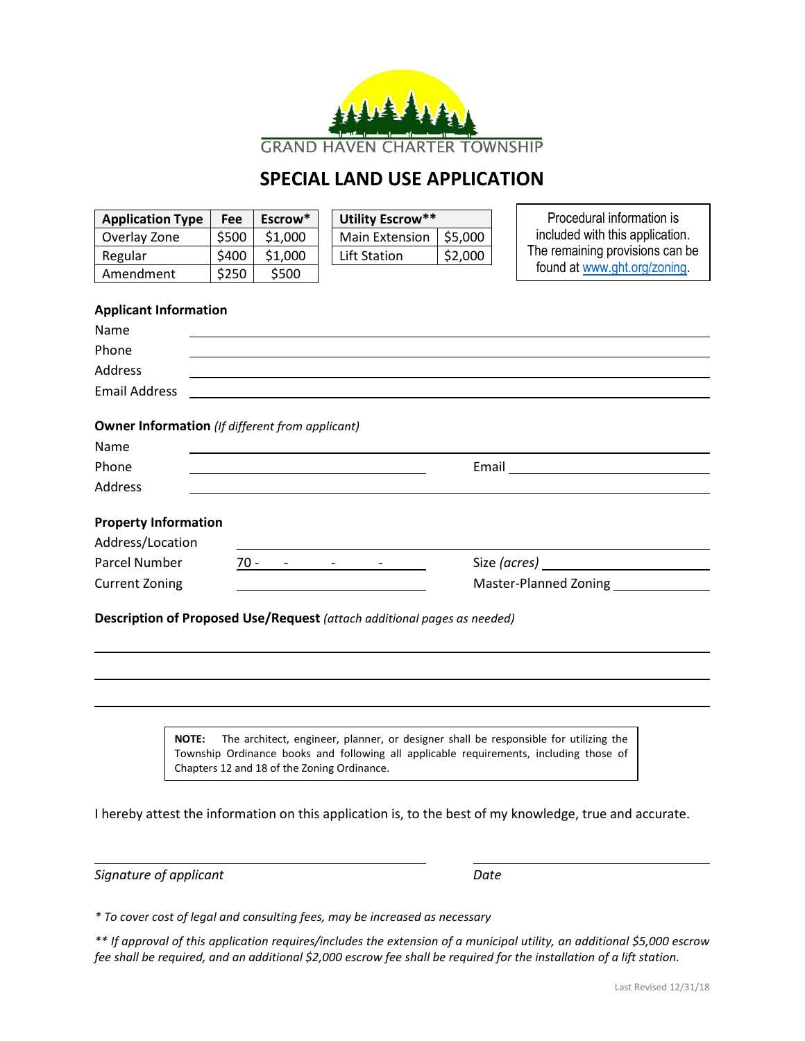GRAND HAVEN CHARTER TOWNSHIP

# SPECIAL LAND USE APPLICATION

| Application Type | Fee | Escrow* |
|---|---|---|
| Overlay Zone | $500 | $1,000 |
| Regular | $400 | $1,000 |
| Amendment | $250 | $500 |

| Utility Escrow** | |
|---|---|
| Main Extension | $5,000 |
| Lift Station | $2,000 |

Procedural information is included with this application. The remaining provisions can be found at www.ght.org/zoning.

**Applicant Information**

Name ______________________________

Phone ______________________________

Address ______________________________

Email Address ______________________________

**Owner Information** *(If different from applicant)*

Name ______________________________

Phone ______________________________ Email ______________________________

Address ______________________________

**Property Information**

Address/Location ______________________________

Parcel Number 70 - ___ - ___ - ___ - ___ Size *(acres)* ______________________________

Current Zoning ______________________________ Master-Planned Zoning ______________________________

**Description of Proposed Use/Request** *(attach additional pages as needed)*

______________________________

______________________________

______________________________

**NOTE:** The architect, engineer, planner, or designer shall be responsible for utilizing the Township Ordinance books and following all applicable requirements, including those of Chapters 12 and 18 of the Zoning Ordinance.

I hereby attest the information on this application is, to the best of my knowledge, true and accurate.

______________________________ ______________________________

*Signature of applicant* *Date*

*\* To cover cost of legal and consulting fees, may be increased as necessary*

*\*\* If approval of this application requires/includes the extension of a municipal utility, an additional $5,000 escrow fee shall be required, and an additional $2,000 escrow fee shall be required for the installation of a lift station.*

Last Revised 12/31/18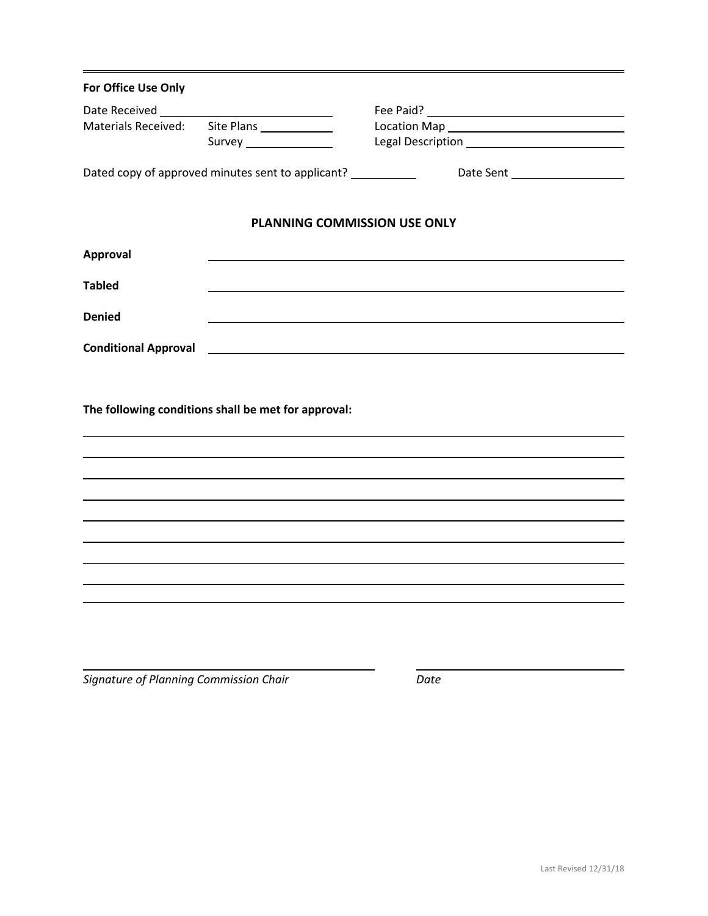---

**For Office Use Only**

Date Received \_\_\_\_\_\_\_\_\_\_\_\_\_\_\_\_\_\_\_\_ Fee Paid? \_\_\_\_\_\_\_\_\_\_\_\_\_\_\_\_\_\_\_\_

Materials Received: Site Plans \_\_\_\_\_\_\_\_\_\_ Location Map \_\_\_\_\_\_\_\_\_\_\_\_\_\_\_\_\_\_\_\_

Survey \_\_\_\_\_\_\_\_\_\_ Legal Description \_\_\_\_\_\_\_\_\_\_\_\_\_\_\_\_\_\_\_\_

Dated copy of approved minutes sent to applicant? \_\_\_\_\_\_\_\_\_\_ Date Sent \_\_\_\_\_\_\_\_\_\_\_\_\_\_\_\_

## PLANNING COMMISSION USE ONLY

**Approval** \_\_\_\_\_\_\_\_\_\_\_\_\_\_\_\_\_\_\_\_\_\_\_\_\_\_\_\_\_\_\_\_\_\_\_\_\_\_\_\_\_\_\_\_

**Tabled** \_\_\_\_\_\_\_\_\_\_\_\_\_\_\_\_\_\_\_\_\_\_\_\_\_\_\_\_\_\_\_\_\_\_\_\_\_\_\_\_\_\_\_\_

**Denied** \_\_\_\_\_\_\_\_\_\_\_\_\_\_\_\_\_\_\_\_\_\_\_\_\_\_\_\_\_\_\_\_\_\_\_\_\_\_\_\_\_\_\_\_

**Conditional Approval** \_\_\_\_\_\_\_\_\_\_\_\_\_\_\_\_\_\_\_\_\_\_\_\_\_\_\_\_\_\_\_\_\_\_\_\_\_\_\_\_\_\_\_\_

**The following conditions shall be met for approval:**

\_\_\_\_\_\_\_\_\_\_\_\_\_\_\_\_\_\_\_\_\_\_\_\_\_\_\_\_\_\_\_\_\_\_\_\_\_\_\_\_\_\_\_\_\_\_\_\_\_\_\_\_\_\_\_\_\_\_\_\_

\_\_\_\_\_\_\_\_\_\_\_\_\_\_\_\_\_\_\_\_\_\_\_\_\_\_\_\_\_\_\_\_\_\_\_\_\_\_\_\_\_\_\_\_\_\_\_\_\_\_\_\_\_\_\_\_\_\_\_\_

\_\_\_\_\_\_\_\_\_\_\_\_\_\_\_\_\_\_\_\_\_\_\_\_\_\_\_\_\_\_\_\_\_\_\_\_\_\_\_\_\_\_\_\_\_\_\_\_\_\_\_\_\_\_\_\_\_\_\_\_

\_\_\_\_\_\_\_\_\_\_\_\_\_\_\_\_\_\_\_\_\_\_\_\_\_\_\_\_\_\_\_\_\_\_\_\_\_\_\_\_\_\_\_\_\_\_\_\_\_\_\_\_\_\_\_\_\_\_\_\_

\_\_\_\_\_\_\_\_\_\_\_\_\_\_\_\_\_\_\_\_\_\_\_\_\_\_\_\_\_\_\_\_\_\_\_\_\_\_\_\_\_\_\_\_\_\_\_\_\_\_\_\_\_\_\_\_\_\_\_\_

\_\_\_\_\_\_\_\_\_\_\_\_\_\_\_\_\_\_\_\_\_\_\_\_\_\_\_\_\_\_\_\_\_\_\_\_\_\_\_\_\_\_\_\_\_\_\_\_\_\_\_\_\_\_\_\_\_\_\_\_

\_\_\_\_\_\_\_\_\_\_\_\_\_\_\_\_\_\_\_\_\_\_\_\_\_\_\_\_\_\_\_\_\_\_\_\_\_\_\_\_\_\_\_\_\_\_\_\_\_\_\_\_\_\_\_\_\_\_\_\_

\_\_\_\_\_\_\_\_\_\_\_\_\_\_\_\_\_\_\_\_\_\_\_\_\_\_\_\_\_\_\_\_\_\_\_\_\_\_\_\_\_\_\_\_\_\_\_\_\_\_\_\_\_\_\_\_\_\_\_\_

\_\_\_\_\_\_\_\_\_\_\_\_\_\_\_\_\_\_\_\_\_\_\_\_\_\_\_\_\_\_\_\_\_\_\_\_\_\_\_\_\_\_\_\_\_\_\_\_\_\_\_\_\_\_\_\_\_\_\_\_

\_\_\_\_\_\_\_\_\_\_\_\_\_\_\_\_\_\_\_\_\_\_\_\_\_\_\_\_\_\_ \_\_\_\_\_\_\_\_\_\_\_\_\_\_\_\_\_\_\_\_

*Signature of Planning Commission Chair* *Date*

Last Revised 12/31/18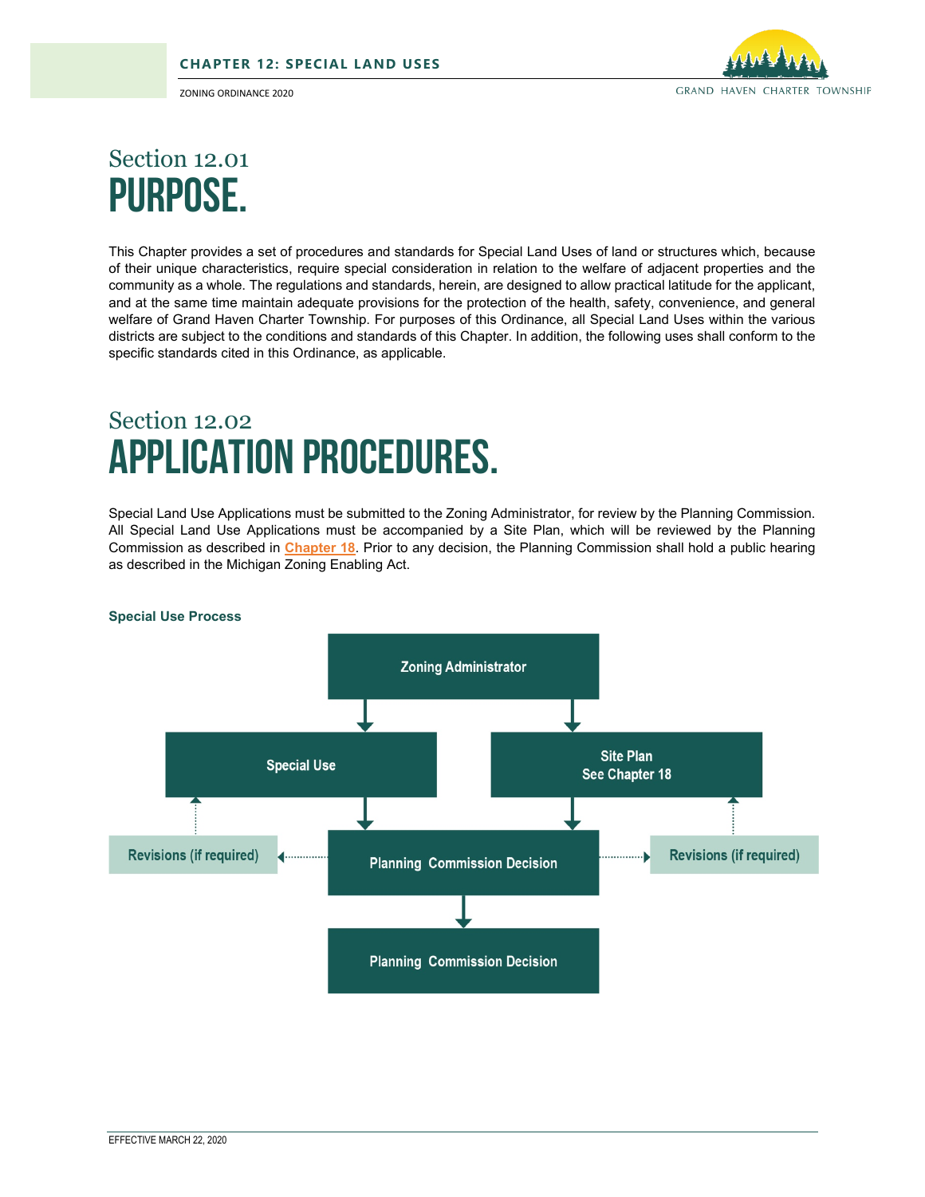# Section 12.01 PURPOSE.

This Chapter provides a set of procedures and standards for Special Land Uses of land or structures which, because of their unique characteristics, require special consideration in relation to the welfare of adjacent properties and the community as a whole. The regulations and standards, herein, are designed to allow practical latitude for the applicant, and at the same time maintain adequate provisions for the protection of the health, safety, convenience, and general welfare of Grand Haven Charter Township. For purposes of this Ordinance, all Special Land Uses within the various districts are subject to the conditions and standards of this Chapter. In addition, the following uses shall conform to the specific standards cited in this Ordinance, as applicable.

# Section 12.02 APPLICATION PROCEDURES.

Special Land Use Applications must be submitted to the Zoning Administrator, for review by the Planning Commission. All Special Land Use Applications must be accompanied by a Site Plan, which will be reviewed by the Planning Commission as described in **Chapter 18**. Prior to any decision, the Planning Commission shall hold a public hearing as described in the Michigan Zoning Enabling Act.

**Special Use Process**

Zoning Administrator

Special Use

Site Plan
See Chapter 18

Revisions (if required)

Planning Commission Decision

Revisions (if required)

Planning Commission Decision